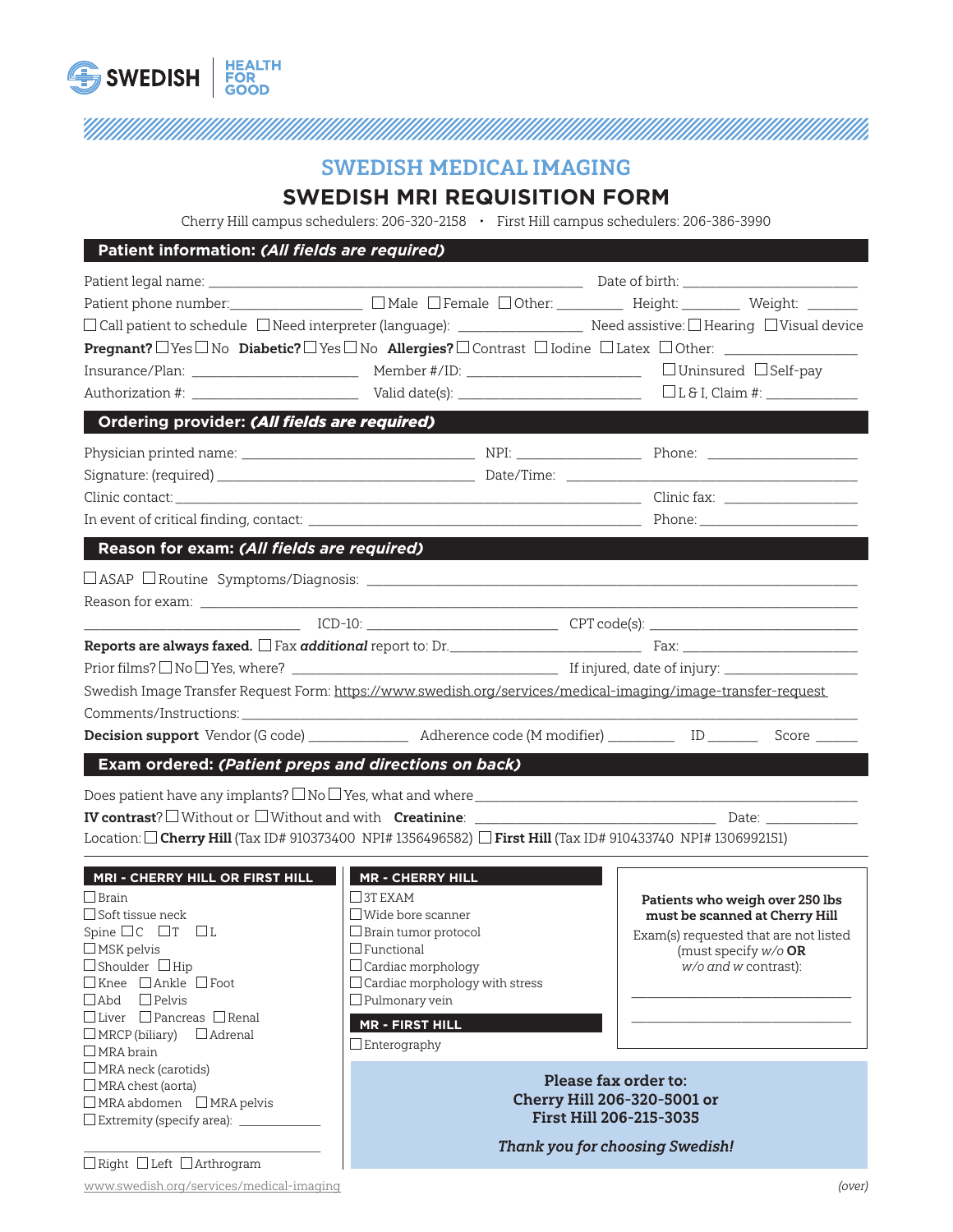SWEDISH | HEALTH FOR GOOD

# SWEDISH MEDICAL IMAGING

## SWEDISH MRI REQUISITION FORM

Cherry Hill campus schedulers: 206-320-2158 • First Hill campus schedulers: 206-386-3990

### Patient information: *(All fields are required)*

Patient legal name: ______________________________ Date of birth: ________________

Patient phone number: ________________ ☐ Male ☐ Female ☐ Other: ________ Height: ________ Weight: ________

☐ Call patient to schedule ☐ Need interpreter (language): ________________ Need assistive: ☐ Hearing ☐ Visual device

**Pregnant?** ☐ Yes ☐ No **Diabetic?** ☐ Yes ☐ No **Allergies?** ☐ Contrast ☐ Iodine ☐ Latex ☐ Other: ________________

Insurance/Plan: ________________ Member #/ID: ________________ ☐ Uninsured ☐ Self-pay

Authorization #: ________________ Valid date(s): ________________ ☐ L & I, Claim #: ____________

### Ordering provider: *(All fields are required)*

Physician printed name: ________________________ NPI: ______________ Phone: ________________

Signature: (required) ________________________ Date/Time: ________________________

Clinic contact: ________________________________________ Clinic fax: ________________

In event of critical finding, contact: ________________________________ Phone: ________________

### Reason for exam: *(All fields are required)*

☐ ASAP ☐ Routine Symptoms/Diagnosis: ________________________________________

Reason for exam: ________________________________________

________________ ICD-10: ________________ CPT code(s): ________________

**Reports are always faxed.** ☐ Fax ***additional*** report to: Dr. ________________ Fax: ________________

Prior films? ☐ No ☐ Yes, where? ________________________ If injured, date of injury: ________________

Swedish Image Transfer Request Form: https://www.swedish.org/services/medical-imaging/image-transfer-request

Comments/Instructions: ________________________________________

**Decision support** Vendor (G code) ____________ Adherence code (M modifier) ________ ID ______ Score ______

### Exam ordered: *(Patient preps and directions on back)*

Does patient have any implants? ☐ No ☐ Yes, what and where ________________________________________

**IV contrast**? ☐ Without or ☐ Without and with **Creatinine**: ________________________ Date: ____________

Location: ☐ **Cherry Hill** (Tax ID# 910373400 NPI# 1356496582) ☐ **First Hill** (Tax ID# 910433740 NPI# 1306992151)

#### MRI - CHERRY HILL OR FIRST HILL

- ☐ Brain
- ☐ Soft tissue neck
- Spine ☐ C ☐ T ☐ L
- ☐ MSK pelvis
- ☐ Shoulder ☐ Hip
- ☐ Knee ☐ Ankle ☐ Foot
- ☐ Abd ☐ Pelvis
- ☐ Liver ☐ Pancreas ☐ Renal
- ☐ MRCP (biliary) ☐ Adrenal
- ☐ MRA brain
- ☐ MRA neck (carotids)
- ☐ MRA chest (aorta)
- ☐ MRA abdomen ☐ MRA pelvis
- ☐ Extremity (specify area): ____________

________________________

☐ Right ☐ Left ☐ Arthrogram

#### MR - CHERRY HILL

- ☐ 3T EXAM
- ☐ Wide bore scanner
- ☐ Brain tumor protocol
- ☐ Functional
- ☐ Cardiac morphology
- ☐ Cardiac morphology with stress
- ☐ Pulmonary vein

#### MR - FIRST HILL

- ☐ Enterography

**Patients who weigh over 250 lbs must be scanned at Cherry Hill**

Exam(s) requested that are not listed (must specify *w/o* **OR** *w/o and w* contrast):

________________________

________________________

**Please fax order to:**
**Cherry Hill 206-320-5001 or**
**First Hill 206-215-3035**

***Thank you for choosing Swedish!***

www.swedish.org/services/medical-imaging

*(over)*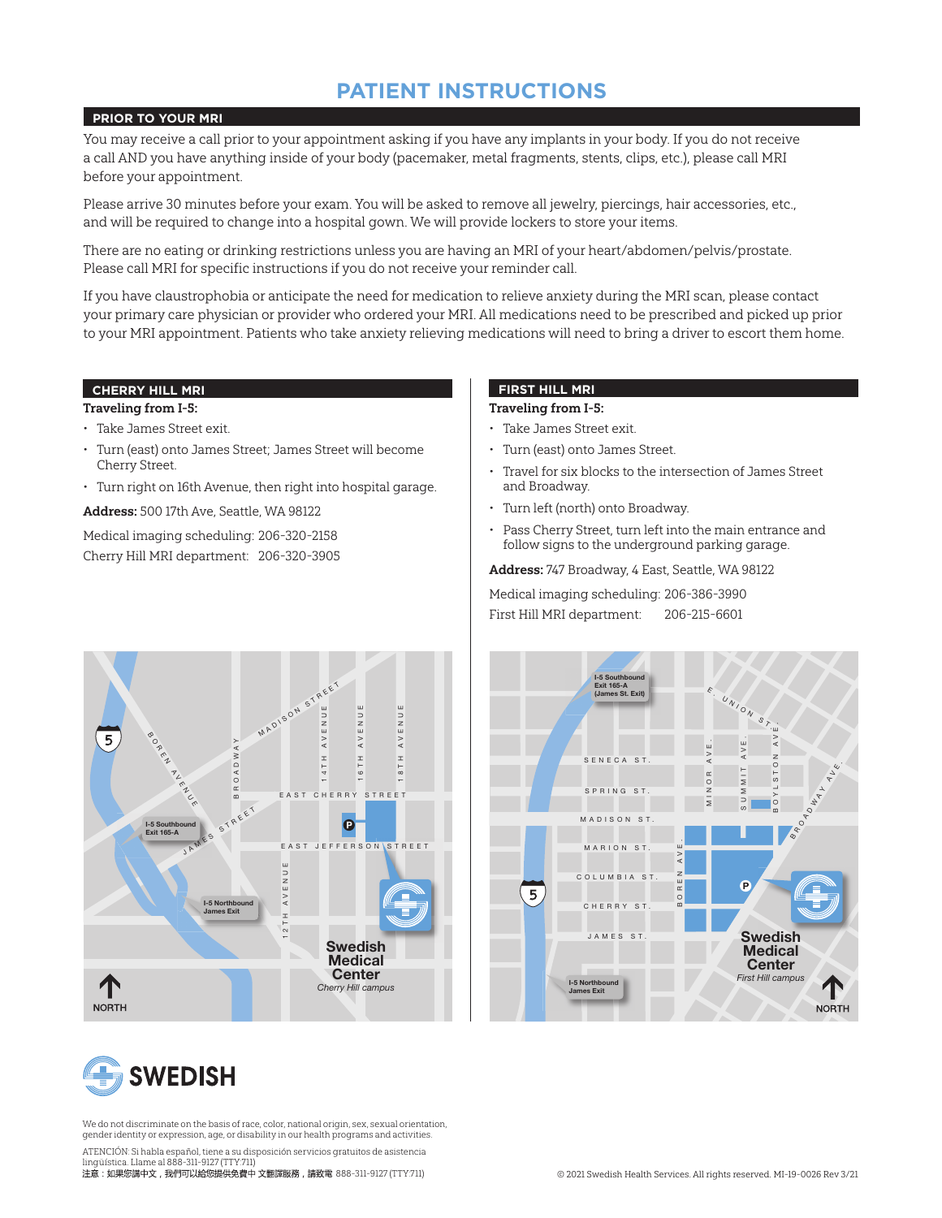# PATIENT INSTRUCTIONS

## PRIOR TO YOUR MRI

You may receive a call prior to your appointment asking if you have any implants in your body. If you do not receive a call AND you have anything inside of your body (pacemaker, metal fragments, stents, clips, etc.), please call MRI before your appointment.

Please arrive 30 minutes before your exam. You will be asked to remove all jewelry, piercings, hair accessories, etc., and will be required to change into a hospital gown. We will provide lockers to store your items.

There are no eating or drinking restrictions unless you are having an MRI of your heart/abdomen/pelvis/prostate. Please call MRI for specific instructions if you do not receive your reminder call.

If you have claustrophobia or anticipate the need for medication to relieve anxiety during the MRI scan, please contact your primary care physician or provider who ordered your MRI. All medications need to be prescribed and picked up prior to your MRI appointment. Patients who take anxiety relieving medications will need to bring a driver to escort them home.

## CHERRY HILL MRI

**Traveling from I-5:**

- Take James Street exit.
- Turn (east) onto James Street; James Street will become Cherry Street.
- Turn right on 16th Avenue, then right into hospital garage.

**Address:** 500 17th Ave, Seattle, WA 98122

Medical imaging scheduling: 206-320-2158
Cherry Hill MRI department: 206-320-3905

## FIRST HILL MRI

**Traveling from I-5:**

- Take James Street exit.
- Turn (east) onto James Street.
- Travel for six blocks to the intersection of James Street and Broadway.
- Turn left (north) onto Broadway.
- Pass Cherry Street, turn left into the main entrance and follow signs to the underground parking garage.

**Address:** 747 Broadway, 4 East, Seattle, WA 98122

Medical imaging scheduling: 206-386-3990
First Hill MRI department: 206-215-6601

I-5 Southbound Exit 165-A
I-5 Northbound James Exit
5
Boren Avenue
Broadway
Madison Street
14th Avenue
16th Avenue
18th Avenue
East Cherry Street
James Street
East Jefferson Street
12th Avenue
P
Swedish Medical Center
*Cherry Hill campus*
NORTH

I-5 Southbound Exit 165-A (James St. Exit)
I-5 Northbound James Exit
5
E. Union St.
Seneca St.
Spring St.
Madison St.
Marion St.
Columbia St.
Cherry St.
James St.
Minor Ave.
Summit Ave.
Boylston Ave.
Broadway Ave.
Boren Ave.
P
Swedish Medical Center
*First Hill campus*
NORTH

**SWEDISH**

We do not discriminate on the basis of race, color, national origin, sex, sexual orientation, gender identity or expression, age, or disability in our health programs and activities.

ATENCIÓN: Si habla español, tiene a su disposición servicios gratuitos de asistencia lingüística. Llame al 888-311-9127 (TTY:711)
注意：如果您講中文，我們可以給您提供免費中 文翻譯服務，請致電 888-311-9127 (TTY:711)

© 2021 Swedish Health Services. All rights reserved. MI-19-0026 Rev 3/21